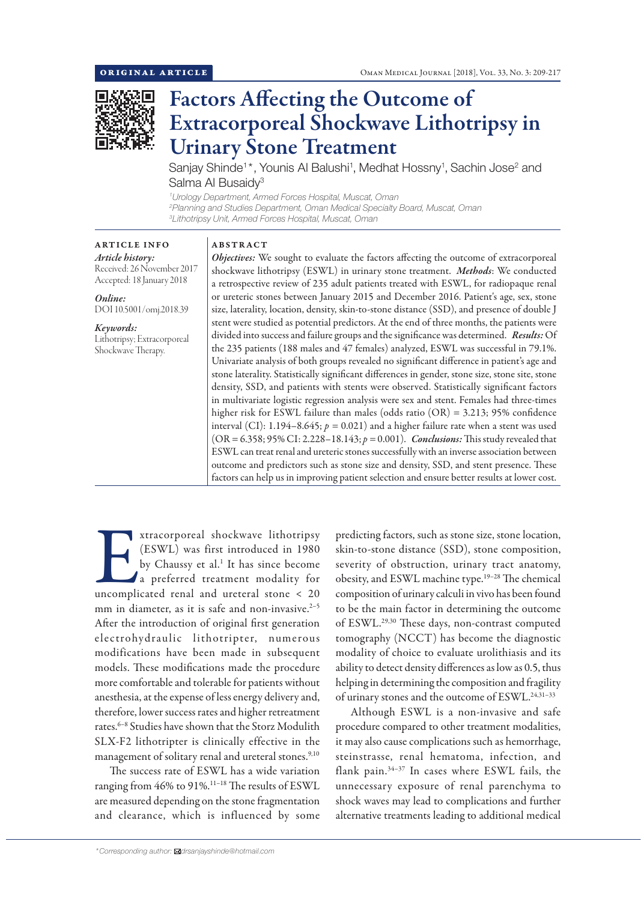ORIGINAL ARTICLE

# Factors Affecting the Outcome of Extracorporeal Shockwave Lithotripsy in Urinary Stone Treatment

Sanjay Shinde[1]*, Younis Al Balushi[1], Medhat Hossny[1], Sachin Jose[2] and Salma Al Busaidy[3]

[1]Urology Department, Armed Forces Hospital, Muscat, Oman
[2]Planning and Studies Department, Oman Medical Specialty Board, Muscat, Oman
[3]Lithotripsy Unit, Armed Forces Hospital, Muscat, Oman

## ARTICLE INFO

*Article history:*
Received: 26 November 2017
Accepted: 18 January 2018

*Online:*
DOI 10.5001/omj.2018.39

*Keywords:*
Lithotripsy; Extracorporeal Shockwave Therapy.

## ABSTRACT

***Objectives:*** We sought to evaluate the factors affecting the outcome of extracorporeal shockwave lithotripsy (ESWL) in urinary stone treatment. ***Methods***: We conducted a retrospective review of 235 adult patients treated with ESWL, for radiopaque renal or ureteric stones between January 2015 and December 2016. Patient's age, sex, stone size, laterality, location, density, skin-to-stone distance (SSD), and presence of double J stent were studied as potential predictors. At the end of three months, the patients were divided into success and failure groups and the significance was determined. ***Results:*** Of the 235 patients (188 males and 47 females) analyzed, ESWL was successful in 79.1%. Univariate analysis of both groups revealed no significant difference in patient's age and stone laterality. Statistically significant differences in gender, stone size, stone site, stone density, SSD, and patients with stents were observed. Statistically significant factors in multivariate logistic regression analysis were sex and stent. Females had three-times higher risk for ESWL failure than males (odds ratio (OR) = 3.213; 95% confidence interval (CI): 1.194–8.645; $p = 0.021$) and a higher failure rate when a stent was used (OR = 6.358; 95% CI: 2.228–18.143; $p = 0.001$). ***Conclusions:*** This study revealed that ESWL can treat renal and ureteric stones successfully with an inverse association between outcome and predictors such as stone size and density, SSD, and stent presence. These factors can help us in improving patient selection and ensure better results at lower cost.

Extracorporeal shockwave lithotripsy (ESWL) was first introduced in 1980 by Chaussy et al.[1] It has since become a preferred treatment modality for uncomplicated renal and ureteral stone < 20 mm in diameter, as it is safe and non-invasive.[2–5] After the introduction of original first generation electrohydraulic lithotripter, numerous modifications have been made in subsequent models. These modifications made the procedure more comfortable and tolerable for patients without anesthesia, at the expense of less energy delivery and, therefore, lower success rates and higher retreatment rates.[6–8] Studies have shown that the Storz Modulith SLX-F2 lithotripter is clinically effective in the management of solitary renal and ureteral stones.[9,10]

The success rate of ESWL has a wide variation ranging from 46% to 91%.[11–18] The results of ESWL are measured depending on the stone fragmentation and clearance, which is influenced by some predicting factors, such as stone size, stone location, skin-to-stone distance (SSD), stone composition, severity of obstruction, urinary tract anatomy, obesity, and ESWL machine type.[19–28] The chemical composition of urinary calculi in vivo has been found to be the main factor in determining the outcome of ESWL.[29,30] These days, non-contrast computed tomography (NCCT) has become the diagnostic modality of choice to evaluate urolithiasis and its ability to detect density differences as low as 0.5, thus helping in determining the composition and fragility of urinary stones and the outcome of ESWL.[24,31–33]

Although ESWL is a non-invasive and safe procedure compared to other treatment modalities, it may also cause complications such as hemorrhage, steinstrasse, renal hematoma, infection, and flank pain.[34–37] In cases where ESWL fails, the unnecessary exposure of renal parenchyma to shock waves may lead to complications and further alternative treatments leading to additional medical

*Corresponding author: drsanjayshinde@hotmail.com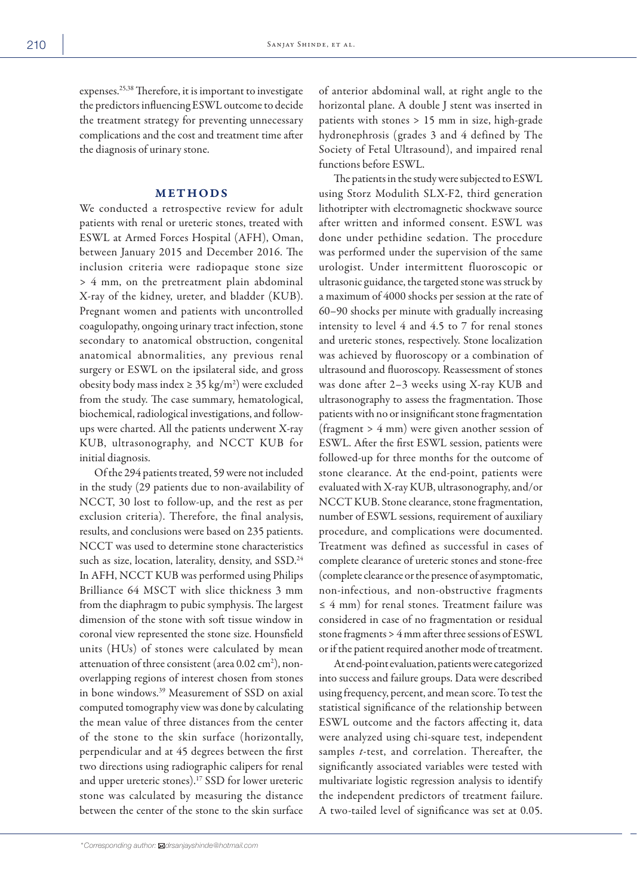expenses.[25,38] Therefore, it is important to investigate the predictors influencing ESWL outcome to decide the treatment strategy for preventing unnecessary complications and the cost and treatment time after the diagnosis of urinary stone.

## METHODS

We conducted a retrospective review for adult patients with renal or ureteric stones, treated with ESWL at Armed Forces Hospital (AFH), Oman, between January 2015 and December 2016. The inclusion criteria were radiopaque stone size > 4 mm, on the pretreatment plain abdominal X-ray of the kidney, ureter, and bladder (KUB). Pregnant women and patients with uncontrolled coagulopathy, ongoing urinary tract infection, stone secondary to anatomical obstruction, congenital anatomical abnormalities, any previous renal surgery or ESWL on the ipsilateral side, and gross obesity body mass index ≥ 35 $kg/m^2$) were excluded from the study. The case summary, hematological, biochemical, radiological investigations, and follow-ups were charted. All the patients underwent X-ray KUB, ultrasonography, and NCCT KUB for initial diagnosis.

Of the 294 patients treated, 59 were not included in the study (29 patients due to non-availability of NCCT, 30 lost to follow-up, and the rest as per exclusion criteria). Therefore, the final analysis, results, and conclusions were based on 235 patients. NCCT was used to determine stone characteristics such as size, location, laterality, density, and SSD.[24] In AFH, NCCT KUB was performed using Philips Brilliance 64 MSCT with slice thickness 3 mm from the diaphragm to pubic symphysis. The largest dimension of the stone with soft tissue window in coronal view represented the stone size. Hounsfield units (HUs) of stones were calculated by mean attenuation of three consistent (area 0.02 $cm^2$), non-overlapping regions of interest chosen from stones in bone windows.[39] Measurement of SSD on axial computed tomography view was done by calculating the mean value of three distances from the center of the stone to the skin surface (horizontally, perpendicular and at 45 degrees between the first two directions using radiographic calipers for renal and upper ureteric stones).[17] SSD for lower ureteric stone was calculated by measuring the distance between the center of the stone to the skin surface of anterior abdominal wall, at right angle to the horizontal plane. A double J stent was inserted in patients with stones > 15 mm in size, high-grade hydronephrosis (grades 3 and 4 defined by The Society of Fetal Ultrasound), and impaired renal functions before ESWL.

The patients in the study were subjected to ESWL using Storz Modulith SLX-F2, third generation lithotripter with electromagnetic shockwave source after written and informed consent. ESWL was done under pethidine sedation. The procedure was performed under the supervision of the same urologist. Under intermittent fluoroscopic or ultrasonic guidance, the targeted stone was struck by a maximum of 4000 shocks per session at the rate of 60–90 shocks per minute with gradually increasing intensity to level 4 and 4.5 to 7 for renal stones and ureteric stones, respectively. Stone localization was achieved by fluoroscopy or a combination of ultrasound and fluoroscopy. Reassessment of stones was done after 2–3 weeks using X-ray KUB and ultrasonography to assess the fragmentation. Those patients with no or insignificant stone fragmentation (fragment > 4 mm) were given another session of ESWL. After the first ESWL session, patients were followed-up for three months for the outcome of stone clearance. At the end-point, patients were evaluated with X-ray KUB, ultrasonography, and/or NCCT KUB. Stone clearance, stone fragmentation, number of ESWL sessions, requirement of auxiliary procedure, and complications were documented. Treatment was defined as successful in cases of complete clearance of ureteric stones and stone-free (complete clearance or the presence of asymptomatic, non-infectious, and non-obstructive fragments ≤ 4 mm) for renal stones. Treatment failure was considered in case of no fragmentation or residual stone fragments > 4 mm after three sessions of ESWL or if the patient required another mode of treatment.

At end-point evaluation, patients were categorized into success and failure groups. Data were described using frequency, percent, and mean score. To test the statistical significance of the relationship between ESWL outcome and the factors affecting it, data were analyzed using chi-square test, independent samples *t*-test, and correlation. Thereafter, the significantly associated variables were tested with multivariate logistic regression analysis to identify the independent predictors of treatment failure. A two-tailed level of significance was set at 0.05.

*Corresponding author: drsanjayshinde@hotmail.com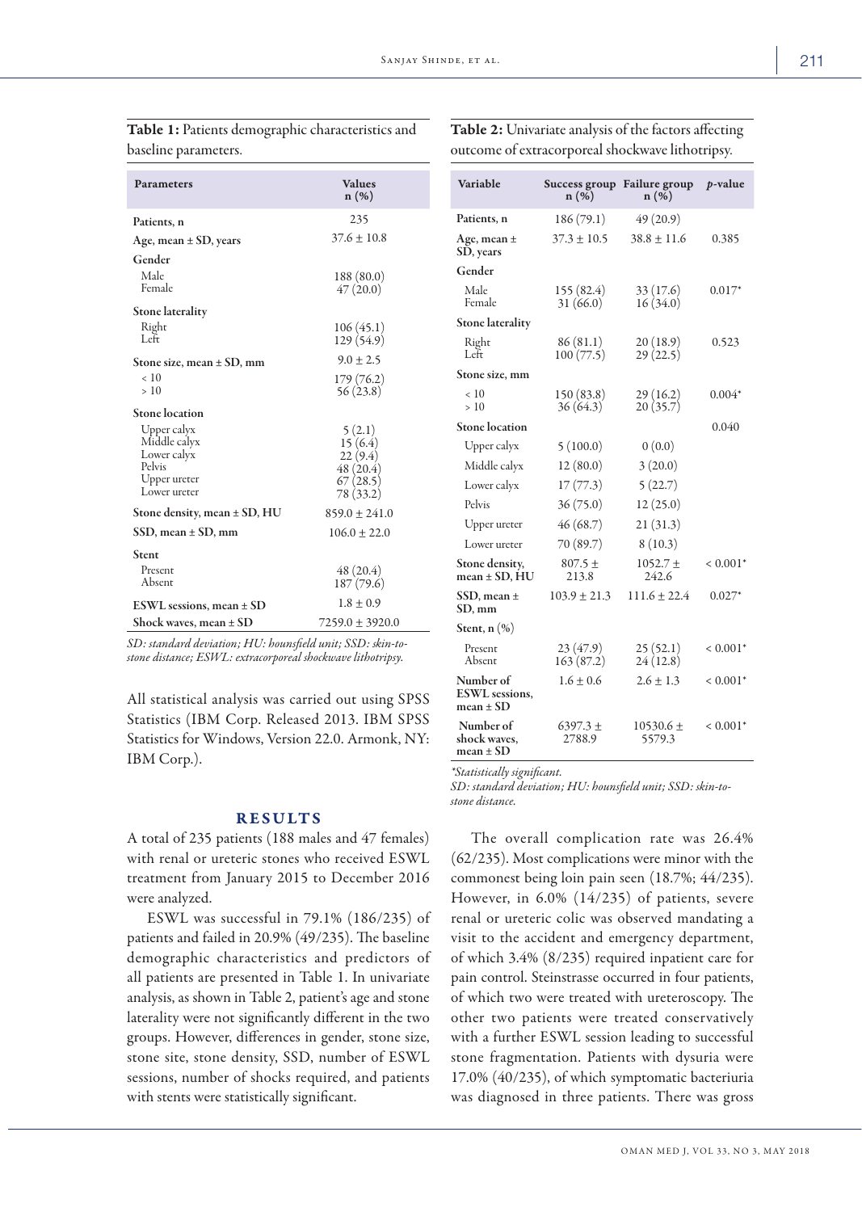**Table 1:** Patients demographic characteristics and baseline parameters.

| Parameters | Values n (%) |
|---|---|
| Patients, n | 235 |
| Age, mean ± SD, years | 37.6 ± 10.8 |
| Gender | |
| Male | 188 (80.0) |
| Female | 47 (20.0) |
| Stone laterality | |
| Right | 106 (45.1) |
| Left | 129 (54.9) |
| Stone size, mean ± SD, mm | 9.0 ± 2.5 |
| < 10 | 179 (76.2) |
| > 10 | 56 (23.8) |
| Stone location | |
| Upper calyx | 5 (2.1) |
| Middle calyx | 15 (6.4) |
| Lower calyx | 22 (9.4) |
| Pelvis | 48 (20.4) |
| Upper ureter | 67 (28.5) |
| Lower ureter | 78 (33.2) |
| Stone density, mean ± SD, HU | 859.0 ± 241.0 |
| SSD, mean ± SD, mm | 106.0 ± 22.0 |
| Stent | |
| Present | 48 (20.4) |
| Absent | 187 (79.6) |
| ESWL sessions, mean ± SD | 1.8 ± 0.9 |
| Shock waves, mean ± SD | 7259.0 ± 3920.0 |

*SD: standard deviation; HU: hounsfield unit; SSD: skin-to-stone distance; ESWL: extracorporeal shockwave lithotripsy.*

All statistical analysis was carried out using SPSS Statistics (IBM Corp. Released 2013. IBM SPSS Statistics for Windows, Version 22.0. Armonk, NY: IBM Corp.).

## RESULTS

A total of 235 patients (188 males and 47 females) with renal or ureteric stones who received ESWL treatment from January 2015 to December 2016 were analyzed.

ESWL was successful in 79.1% (186/235) of patients and failed in 20.9% (49/235). The baseline demographic characteristics and predictors of all patients are presented in Table 1. In univariate analysis, as shown in Table 2, patient's age and stone laterality were not significantly different in the two groups. However, differences in gender, stone size, stone site, stone density, SSD, number of ESWL sessions, number of shocks required, and patients with stents were statistically significant.

**Table 2:** Univariate analysis of the factors affecting outcome of extracorporeal shockwave lithotripsy.

| Variable | Success group n (%) | Failure group n (%) | *p*-value |
|---|---|---|---|
| Patients, n | 186 (79.1) | 49 (20.9) | |
| Age, mean ± SD, years | 37.3 ± 10.5 | 38.8 ± 11.6 | 0.385 |
| Gender | | | |
| Male | 155 (82.4) | 33 (17.6) | 0.017* |
| Female | 31 (66.0) | 16 (34.0) | |
| Stone laterality | | | |
| Right | 86 (81.1) | 20 (18.9) | 0.523 |
| Left | 100 (77.5) | 29 (22.5) | |
| Stone size, mm | | | |
| < 10 | 150 (83.8) | 29 (16.2) | 0.004* |
| > 10 | 36 (64.3) | 20 (35.7) | |
| Stone location | | | 0.040 |
| Upper calyx | 5 (100.0) | 0 (0.0) | |
| Middle calyx | 12 (80.0) | 3 (20.0) | |
| Lower calyx | 17 (77.3) | 5 (22.7) | |
| Pelvis | 36 (75.0) | 12 (25.0) | |
| Upper ureter | 46 (68.7) | 21 (31.3) | |
| Lower ureter | 70 (89.7) | 8 (10.3) | |
| Stone density, mean ± SD, HU | 807.5 ± 213.8 | 1052.7 ± 242.6 | < 0.001* |
| SSD, mean ± SD, mm | 103.9 ± 21.3 | 111.6 ± 22.4 | 0.027* |
| Stent, n (%) | | | |
| Present | 23 (47.9) | 25 (52.1) | < 0.001* |
| Absent | 163 (87.2) | 24 (12.8) | |
| Number of ESWL sessions, mean ± SD | 1.6 ± 0.6 | 2.6 ± 1.3 | < 0.001* |
| Number of shock waves, mean ± SD | 6397.3 ± 2788.9 | 10530.6 ± 5579.3 | < 0.001* |

*\*Statistically significant.*
*SD: standard deviation; HU: hounsfield unit; SSD: skin-to-stone distance.*

The overall complication rate was 26.4% (62/235). Most complications were minor with the commonest being loin pain seen (18.7%; 44/235). However, in 6.0% (14/235) of patients, severe renal or ureteric colic was observed mandating a visit to the accident and emergency department, of which 3.4% (8/235) required inpatient care for pain control. Steinstrasse occurred in four patients, of which two were treated with ureteroscopy. The other two patients were treated conservatively with a further ESWL session leading to successful stone fragmentation. Patients with dysuria were 17.0% (40/235), of which symptomatic bacteriuria was diagnosed in three patients. There was gross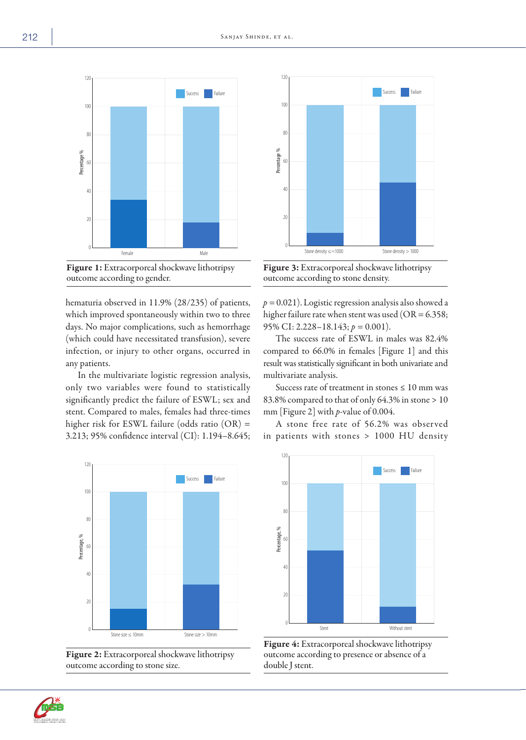Figure 1: Extracorporeal shockwave lithotripsy outcome according to gender.

Figure 3: Extracorporeal shockwave lithotripsy outcome according to stone density.

hematuria observed in 11.9% (28/235) of patients, which improved spontaneously within two to three days. No major complications, such as hemorrhage (which could have necessitated transfusion), severe infection, or injury to other organs, occurred in any patients.

In the multivariate logistic regression analysis, only two variables were found to statistically significantly predict the failure of ESWL; sex and stent. Compared to males, females had three-times higher risk for ESWL failure (odds ratio (OR) = 3.213; 95% confidence interval (CI): 1.194–8.645; $p = 0.021$). Logistic regression analysis also showed a higher failure rate when stent was used (OR = 6.358; 95% CI: 2.228–18.143; $p = 0.001$).

The success rate of ESWL in males was 82.4% compared to 66.0% in females [Figure 1] and this result was statistically significant in both univariate and multivariate analysis.

Success rate of treatment in stones ≤ 10 mm was 83.8% compared to that of only 64.3% in stone > 10 mm [Figure 2] with *p*-value of 0.004.

A stone free rate of 56.2% was observed in patients with stones > 1000 HU density

Figure 2: Extracorporeal shockwave lithotripsy outcome according to stone size.

Figure 4: Extracorporeal shockwave lithotripsy outcome according to presence or absence of a double J stent.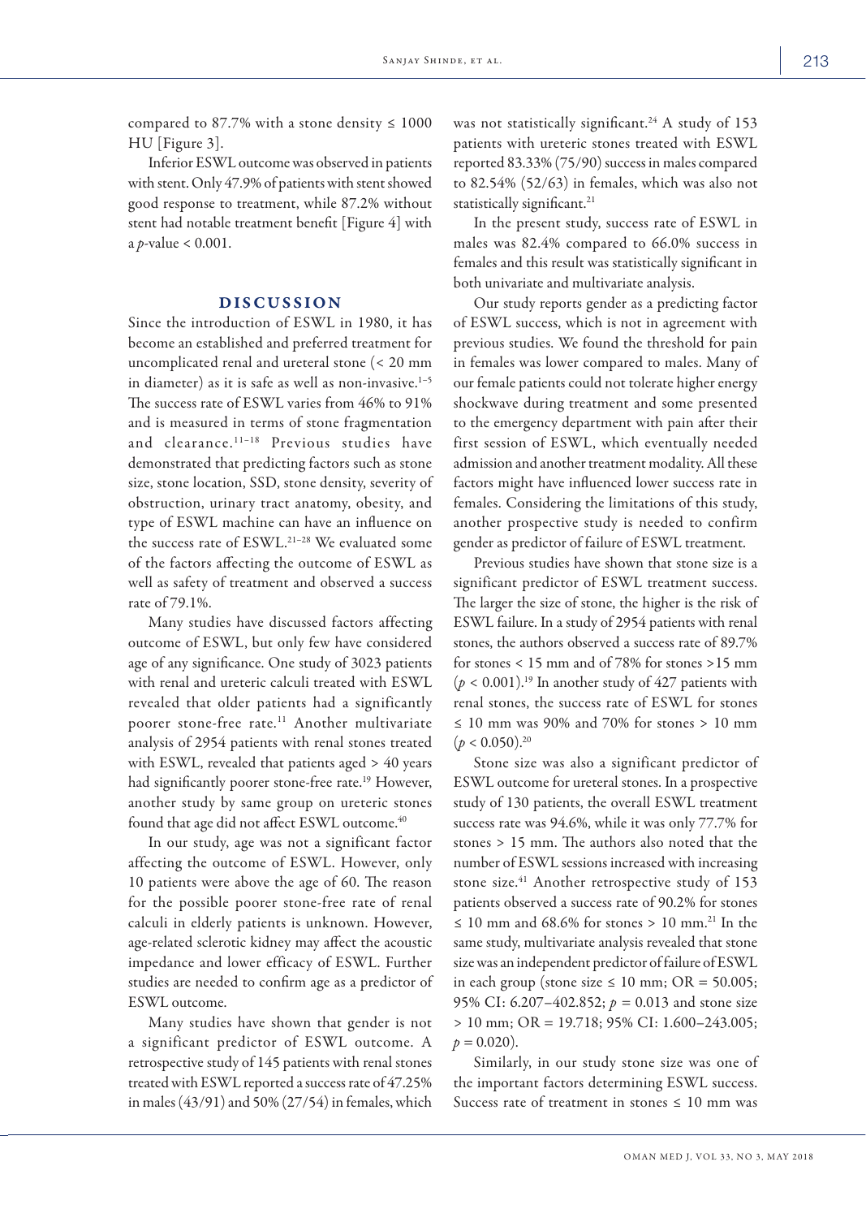compared to 87.7% with a stone density ≤ 1000 HU [Figure 3].

Inferior ESWL outcome was observed in patients with stent. Only 47.9% of patients with stent showed good response to treatment, while 87.2% without stent had notable treatment benefit [Figure 4] with a $p$-value < 0.001.

## DISCUSSION

Since the introduction of ESWL in 1980, it has become an established and preferred treatment for uncomplicated renal and ureteral stone (< 20 mm in diameter) as it is safe as well as non-invasive.[1–5] The success rate of ESWL varies from 46% to 91% and is measured in terms of stone fragmentation and clearance.[11–18] Previous studies have demonstrated that predicting factors such as stone size, stone location, SSD, stone density, severity of obstruction, urinary tract anatomy, obesity, and type of ESWL machine can have an influence on the success rate of ESWL.[21–28] We evaluated some of the factors affecting the outcome of ESWL as well as safety of treatment and observed a success rate of 79.1%.

Many studies have discussed factors affecting outcome of ESWL, but only few have considered age of any significance. One study of 3023 patients with renal and ureteric calculi treated with ESWL revealed that older patients had a significantly poorer stone-free rate.[11] Another multivariate analysis of 2954 patients with renal stones treated with ESWL, revealed that patients aged > 40 years had significantly poorer stone-free rate.[19] However, another study by same group on ureteric stones found that age did not affect ESWL outcome.[40]

In our study, age was not a significant factor affecting the outcome of ESWL. However, only 10 patients were above the age of 60. The reason for the possible poorer stone-free rate of renal calculi in elderly patients is unknown. However, age-related sclerotic kidney may affect the acoustic impedance and lower efficacy of ESWL. Further studies are needed to confirm age as a predictor of ESWL outcome.

Many studies have shown that gender is not a significant predictor of ESWL outcome. A retrospective study of 145 patients with renal stones treated with ESWL reported a success rate of 47.25% in males (43/91) and 50% (27/54) in females, which was not statistically significant.[24] A study of 153 patients with ureteric stones treated with ESWL reported 83.33% (75/90) success in males compared to 82.54% (52/63) in females, which was also not statistically significant.[21]

In the present study, success rate of ESWL in males was 82.4% compared to 66.0% success in females and this result was statistically significant in both univariate and multivariate analysis.

Our study reports gender as a predicting factor of ESWL success, which is not in agreement with previous studies. We found the threshold for pain in females was lower compared to males. Many of our female patients could not tolerate higher energy shockwave during treatment and some presented to the emergency department with pain after their first session of ESWL, which eventually needed admission and another treatment modality. All these factors might have influenced lower success rate in females. Considering the limitations of this study, another prospective study is needed to confirm gender as predictor of failure of ESWL treatment.

Previous studies have shown that stone size is a significant predictor of ESWL treatment success. The larger the size of stone, the higher is the risk of ESWL failure. In a study of 2954 patients with renal stones, the authors observed a success rate of 89.7% for stones < 15 mm and of 78% for stones >15 mm ($p < 0.001$).[19] In another study of 427 patients with renal stones, the success rate of ESWL for stones ≤ 10 mm was 90% and 70% for stones > 10 mm ($p < 0.050$).[20]

Stone size was also a significant predictor of ESWL outcome for ureteral stones. In a prospective study of 130 patients, the overall ESWL treatment success rate was 94.6%, while it was only 77.7% for stones > 15 mm. The authors also noted that the number of ESWL sessions increased with increasing stone size.[41] Another retrospective study of 153 patients observed a success rate of 90.2% for stones ≤ 10 mm and 68.6% for stones > 10 mm.[21] In the same study, multivariate analysis revealed that stone size was an independent predictor of failure of ESWL in each group (stone size ≤ 10 mm; OR = 50.005; 95% CI: 6.207–402.852; $p = 0.013$ and stone size > 10 mm; OR = 19.718; 95% CI: 1.600–243.005; $p = 0.020$).

Similarly, in our study stone size was one of the important factors determining ESWL success. Success rate of treatment in stones ≤ 10 mm was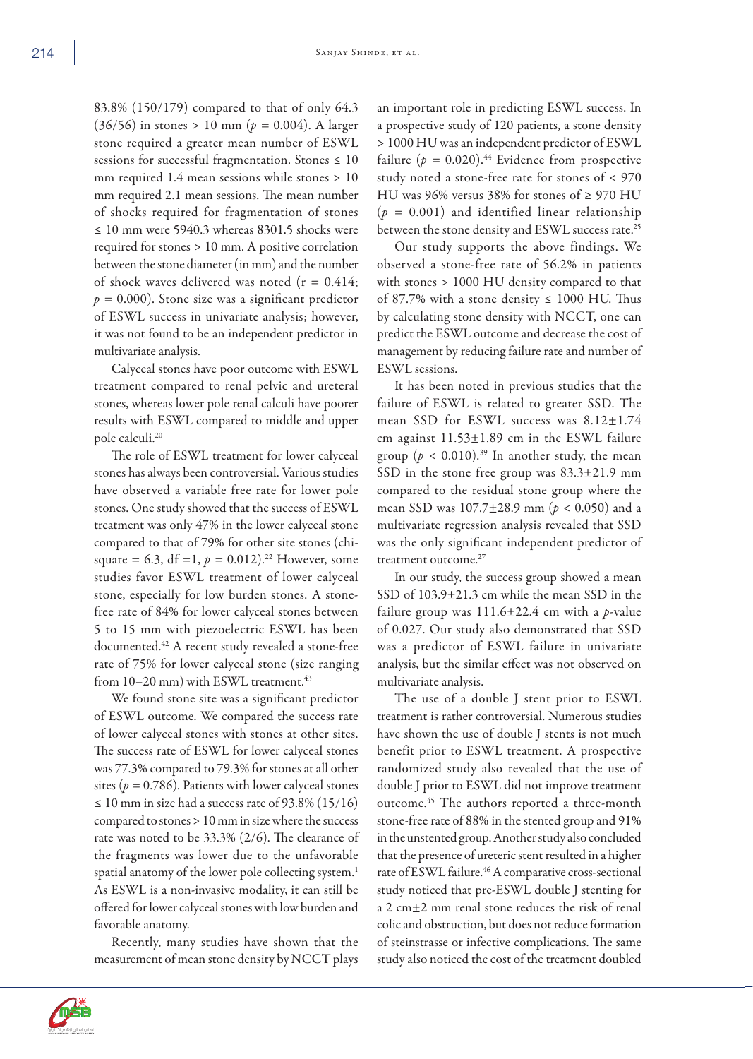83.8% (150/179) compared to that of only 64.3 (36/56) in stones > 10 mm ($p = 0.004$). A larger stone required a greater mean number of ESWL sessions for successful fragmentation. Stones ≤ 10 mm required 1.4 mean sessions while stones > 10 mm required 2.1 mean sessions. The mean number of shocks required for fragmentation of stones ≤ 10 mm were 5940.3 whereas 8301.5 shocks were required for stones > 10 mm. A positive correlation between the stone diameter (in mm) and the number of shock waves delivered was noted ($r = 0.414$; $p = 0.000$). Stone size was a significant predictor of ESWL success in univariate analysis; however, it was not found to be an independent predictor in multivariate analysis.

Calyceal stones have poor outcome with ESWL treatment compared to renal pelvic and ureteral stones, whereas lower pole renal calculi have poorer results with ESWL compared to middle and upper pole calculi.[20]

The role of ESWL treatment for lower calyceal stones has always been controversial. Various studies have observed a variable free rate for lower pole stones. One study showed that the success of ESWL treatment was only 47% in the lower calyceal stone compared to that of 79% for other site stones (chi-square = 6.3, df =1, $p = 0.012$).[22] However, some studies favor ESWL treatment of lower calyceal stone, especially for low burden stones. A stone-free rate of 84% for lower calyceal stones between 5 to 15 mm with piezoelectric ESWL has been documented.[42] A recent study revealed a stone-free rate of 75% for lower calyceal stone (size ranging from 10–20 mm) with ESWL treatment.[43]

We found stone site was a significant predictor of ESWL outcome. We compared the success rate of lower calyceal stones with stones at other sites. The success rate of ESWL for lower calyceal stones was 77.3% compared to 79.3% for stones at all other sites ($p = 0.786$). Patients with lower calyceal stones ≤ 10 mm in size had a success rate of 93.8% (15/16) compared to stones > 10 mm in size where the success rate was noted to be 33.3% (2/6). The clearance of the fragments was lower due to the unfavorable spatial anatomy of the lower pole collecting system.[1] As ESWL is a non-invasive modality, it can still be offered for lower calyceal stones with low burden and favorable anatomy.

Recently, many studies have shown that the measurement of mean stone density by NCCT plays an important role in predicting ESWL success. In a prospective study of 120 patients, a stone density > 1000 HU was an independent predictor of ESWL failure ($p = 0.020$).[44] Evidence from prospective study noted a stone-free rate for stones of < 970 HU was 96% versus 38% for stones of ≥ 970 HU ($p = 0.001$) and identified linear relationship between the stone density and ESWL success rate.[25]

Our study supports the above findings. We observed a stone-free rate of 56.2% in patients with stones > 1000 HU density compared to that of 87.7% with a stone density ≤ 1000 HU. Thus by calculating stone density with NCCT, one can predict the ESWL outcome and decrease the cost of management by reducing failure rate and number of ESWL sessions.

It has been noted in previous studies that the failure of ESWL is related to greater SSD. The mean SSD for ESWL success was 8.12±1.74 cm against 11.53±1.89 cm in the ESWL failure group ($p < 0.010$).[39] In another study, the mean SSD in the stone free group was 83.3±21.9 mm compared to the residual stone group where the mean SSD was 107.7±28.9 mm ($p < 0.050$) and a multivariate regression analysis revealed that SSD was the only significant independent predictor of treatment outcome.[27]

In our study, the success group showed a mean SSD of 103.9±21.3 cm while the mean SSD in the failure group was 111.6±22.4 cm with a $p$-value of 0.027. Our study also demonstrated that SSD was a predictor of ESWL failure in univariate analysis, but the similar effect was not observed on multivariate analysis.

The use of a double J stent prior to ESWL treatment is rather controversial. Numerous studies have shown the use of double J stents is not much benefit prior to ESWL treatment. A prospective randomized study also revealed that the use of double J prior to ESWL did not improve treatment outcome.[45] The authors reported a three-month stone-free rate of 88% in the stented group and 91% in the unstented group. Another study also concluded that the presence of ureteric stent resulted in a higher rate of ESWL failure.[46] A comparative cross-sectional study noticed that pre-ESWL double J stenting for a 2 cm±2 mm renal stone reduces the risk of renal colic and obstruction, but does not reduce formation of steinstrasse or infective complications. The same study also noticed the cost of the treatment doubled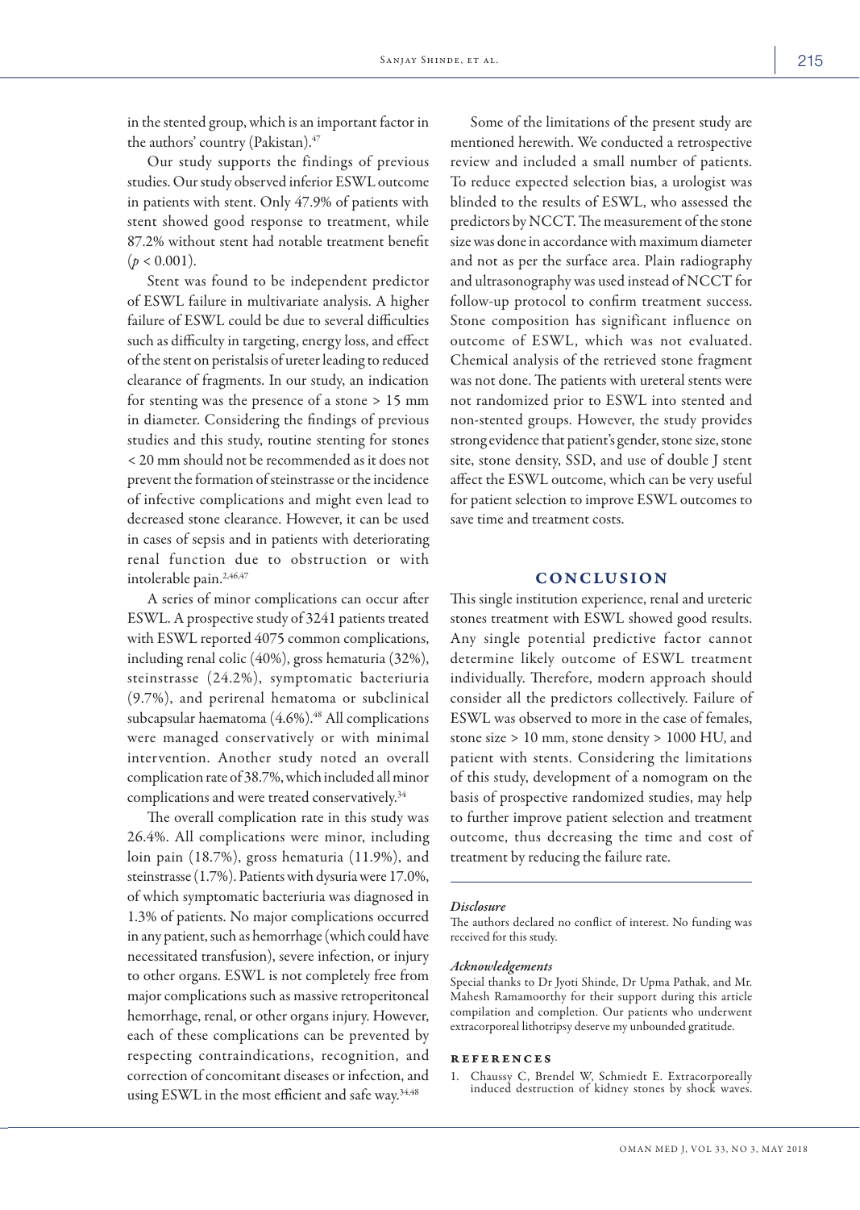in the stented group, which is an important factor in the authors' country (Pakistan).[47]

Our study supports the findings of previous studies. Our study observed inferior ESWL outcome in patients with stent. Only 47.9% of patients with stent showed good response to treatment, while 87.2% without stent had notable treatment benefit ($p < 0.001$).

Stent was found to be independent predictor of ESWL failure in multivariate analysis. A higher failure of ESWL could be due to several difficulties such as difficulty in targeting, energy loss, and effect of the stent on peristalsis of ureter leading to reduced clearance of fragments. In our study, an indication for stenting was the presence of a stone > 15 mm in diameter. Considering the findings of previous studies and this study, routine stenting for stones < 20 mm should not be recommended as it does not prevent the formation of steinstrasse or the incidence of infective complications and might even lead to decreased stone clearance. However, it can be used in cases of sepsis and in patients with deteriorating renal function due to obstruction or with intolerable pain.[2,46,47]

A series of minor complications can occur after ESWL. A prospective study of 3241 patients treated with ESWL reported 4075 common complications, including renal colic (40%), gross hematuria (32%), steinstrasse (24.2%), symptomatic bacteriuria (9.7%), and perirenal hematoma or subclinical subcapsular haematoma (4.6%).[48] All complications were managed conservatively or with minimal intervention. Another study noted an overall complication rate of 38.7%, which included all minor complications and were treated conservatively.[34]

The overall complication rate in this study was 26.4%. All complications were minor, including loin pain (18.7%), gross hematuria (11.9%), and steinstrasse (1.7%). Patients with dysuria were 17.0%, of which symptomatic bacteriuria was diagnosed in 1.3% of patients. No major complications occurred in any patient, such as hemorrhage (which could have necessitated transfusion), severe infection, or injury to other organs. ESWL is not completely free from major complications such as massive retroperitoneal hemorrhage, renal, or other organs injury. However, each of these complications can be prevented by respecting contraindications, recognition, and correction of concomitant diseases or infection, and using ESWL in the most efficient and safe way.[34,48]

Some of the limitations of the present study are mentioned herewith. We conducted a retrospective review and included a small number of patients. To reduce expected selection bias, a urologist was blinded to the results of ESWL, who assessed the predictors by NCCT. The measurement of the stone size was done in accordance with maximum diameter and not as per the surface area. Plain radiography and ultrasonography was used instead of NCCT for follow-up protocol to confirm treatment success. Stone composition has significant influence on outcome of ESWL, which was not evaluated. Chemical analysis of the retrieved stone fragment was not done. The patients with ureteral stents were not randomized prior to ESWL into stented and non-stented groups. However, the study provides strong evidence that patient's gender, stone size, stone site, stone density, SSD, and use of double J stent affect the ESWL outcome, which can be very useful for patient selection to improve ESWL outcomes to save time and treatment costs.

## CONCLUSION

This single institution experience, renal and ureteric stones treatment with ESWL showed good results. Any single potential predictive factor cannot determine likely outcome of ESWL treatment individually. Therefore, modern approach should consider all the predictors collectively. Failure of ESWL was observed to more in the case of females, stone size > 10 mm, stone density > 1000 HU, and patient with stents. Considering the limitations of this study, development of a nomogram on the basis of prospective randomized studies, may help to further improve patient selection and treatment outcome, thus decreasing the time and cost of treatment by reducing the failure rate.

### *Disclosure*

The authors declared no conflict of interest. No funding was received for this study.

### *Acknowledgements*

Special thanks to Dr Jyoti Shinde, Dr Upma Pathak, and Mr. Mahesh Ramamoorthy for their support during this article compilation and completion. Our patients who underwent extracorporeal lithotripsy deserve my unbounded gratitude.

## REFERENCES

1. Chaussy C, Brendel W, Schmiedt E. Extracorporeally induced destruction of kidney stones by shock waves.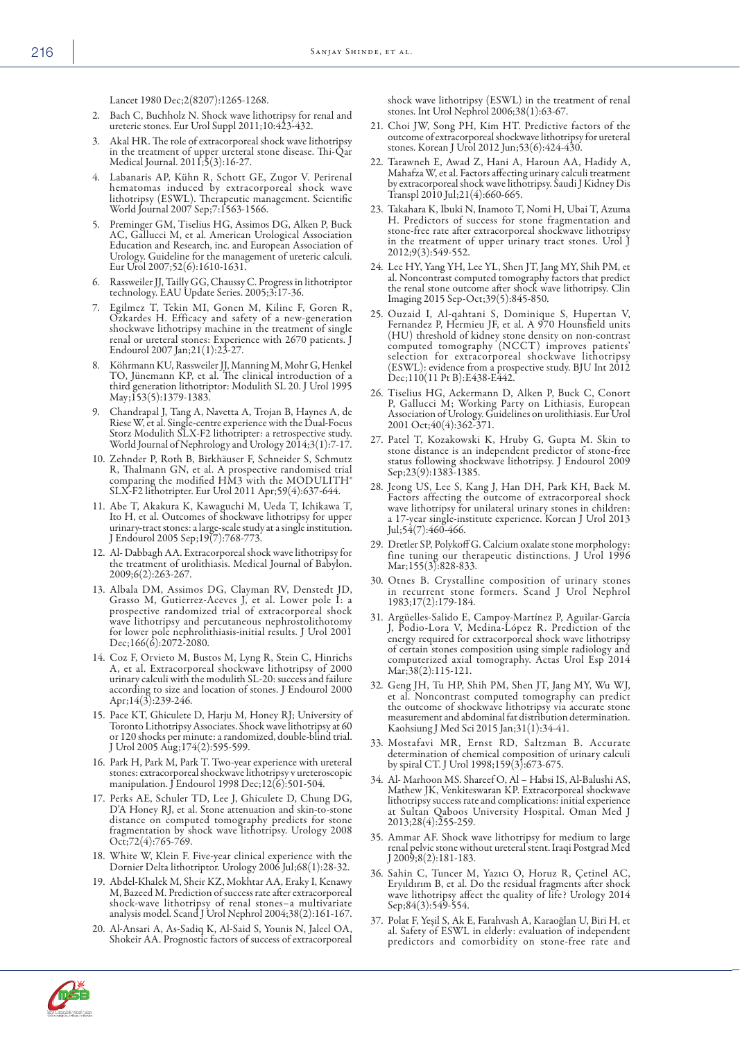Lancet 1980 Dec;2(8207):1265-1268.

2. Bach C, Buchholz N. Shock wave lithotripsy for renal and ureteric stones. Eur Urol Suppl 2011;10:423-432.
3. Akal HR. The role of extracorporeal shock wave lithotripsy in the treatment of upper ureteral stone disease. Thi-Qar Medical Journal. 2011;5(3):16-27.
4. Labanaris AP, Kühn R, Schott GE, Zugor V. Perirenal hematomas induced by extracorporeal shock wave lithotripsy (ESWL). Therapeutic management. Scientific World Journal 2007 Sep;7:1563-1566.
5. Preminger GM, Tiselius HG, Assimos DG, Alken P, Buck AC, Gallucci M, et al. American Urological Association Education and Research, inc. and European Association of Urology. Guideline for the management of ureteric calculi. Eur Urol 2007;52(6):1610-1631.
6. Rassweiler JJ, Tailly GG, Chaussy C. Progress in lithotriptor technology. EAU Update Series. 2005;3:17-36.
7. Egilmez T, Tekin MI, Gonen M, Kilinc F, Goren R, Ozkardes H. Efficacy and safety of a new-generation shockwave lithotripsy machine in the treatment of single renal or ureteral stones: Experience with 2670 patients. J Endourol 2007 Jan;21(1):23-27.
8. Köhrmann KU, Rassweiler JJ, Manning M, Mohr G, Henkel TO, Jünemann KP, et al. The clinical introduction of a third generation lithotriptor: Modulith SL 20. J Urol 1995 May;153(5):1379-1383.
9. Chandrapal J, Tang A, Navetta A, Trojan B, Haynes A, de Riese W, et al. Single-centre experience with the Dual-Focus Storz Modulith SLX-F2 lithotripter: a retrospective study. World Journal of Nephrology and Urology 2014;3(1):7-17.
10. Zehnder P, Roth B, Birkhäuser F, Schneider S, Schmutz R, Thalmann GN, et al. A prospective randomised trial comparing the modified HM3 with the MODULITH® SLX-F2 lithotripter. Eur Urol 2011 Apr;59(4):637-644.
11. Abe T, Akakura K, Kawaguchi M, Ueda T, Ichikawa T, Ito H, et al. Outcomes of shockwave lithotripsy for upper urinary-tract stones: a large-scale study at a single institution. J Endourol 2005 Sep;19(7):768-773.
12. Al- Dabbagh AA. Extracorporeal shock wave lithotripsy for the treatment of urolithiasis. Medical Journal of Babylon. 2009;6(2):263-267.
13. Albala DM, Assimos DG, Clayman RV, Denstedt JD, Grasso M, Gutierrez-Aceves J, et al. Lower pole I: a prospective randomized trial of extracorporeal shock wave lithotripsy and percutaneous nephrostolithotomy for lower pole nephrolithiasis-initial results. J Urol 2001 Dec;166(6):2072-2080.
14. Coz F, Orvieto M, Bustos M, Lyng R, Stein C, Hinrichs A, et al. Extracorporeal shockwave lithotripsy of 2000 urinary calculi with the modulith SL-20: success and failure according to size and location of stones. J Endourol 2000 Apr;14(3):239-246.
15. Pace KT, Ghiculete D, Harju M, Honey RJ; University of Toronto Lithotripsy Associates. Shock wave lithotripsy at 60 or 120 shocks per minute: a randomized, double-blind trial. J Urol 2005 Aug;174(2):595-599.
16. Park H, Park M, Park T. Two-year experience with ureteral stones: extracorporeal shockwave lithotripsy v ureteroscopic manipulation. J Endourol 1998 Dec;12(6):501-504.
17. Perks AE, Schuler TD, Lee J, Ghiculete D, Chung DG, D'A Honey RJ, et al. Stone attenuation and skin-to-stone distance on computed tomography predicts for stone fragmentation by shock wave lithotripsy. Urology 2008 Oct;72(4):765-769.
18. White W, Klein F. Five-year clinical experience with the Dornier Delta lithotriptor. Urology 2006 Jul;68(1):28-32.
19. Abdel-Khalek M, Sheir KZ, Mokhtar AA, Eraky I, Kenawy M, Bazeed M. Prediction of success rate after extracorporeal shock-wave lithotripsy of renal stones–a multivariate analysis model. Scand J Urol Nephrol 2004;38(2):161-167.
20. Al-Ansari A, As-Sadiq K, Al-Said S, Younis N, Jaleel OA, Shokeir AA. Prognostic factors of success of extracorporeal shock wave lithotripsy (ESWL) in the treatment of renal stones. Int Urol Nephrol 2006;38(1):63-67.
21. Choi JW, Song PH, Kim HT. Predictive factors of the outcome of extracorporeal shockwave lithotripsy for ureteral stones. Korean J Urol 2012 Jun;53(6):424-430.
22. Tarawneh E, Awad Z, Hani A, Haroun AA, Hadidy A, Mahafza W, et al. Factors affecting urinary calculi treatment by extracorporeal shock wave lithotripsy. Saudi J Kidney Dis Transpl 2010 Jul;21(4):660-665.
23. Takahara K, Ibuki N, Inamoto T, Nomi H, Ubai T, Azuma H. Predictors of success for stone fragmentation and stone-free rate after extracorporeal shockwave lithotripsy in the treatment of upper urinary tract stones. Urol J 2012;9(3):549-552.
24. Lee HY, Yang YH, Lee YL, Shen JT, Jang MY, Shih PM, et al. Noncontrast computed tomography factors that predict the renal stone outcome after shock wave lithotripsy. Clin Imaging 2015 Sep-Oct;39(5):845-850.
25. Ouzaid I, Al-qahtani S, Dominique S, Hupertan V, Fernandez P, Hermieu JF, et al. A 970 Hounsfield units (HU) threshold of kidney stone density on non-contrast computed tomography (NCCT) improves patients' selection for extracorporeal shockwave lithotripsy (ESWL): evidence from a prospective study. BJU Int 2012 Dec;110(11 Pt B):E438-E442.
26. Tiselius HG, Ackermann D, Alken P, Buck C, Conort P, Gallucci M; Working Party on Lithiasis, European Association of Urology. Guidelines on urolithiasis. Eur Urol 2001 Oct;40(4):362-371.
27. Patel T, Kozakowski K, Hruby G, Gupta M. Skin to stone distance is an independent predictor of stone-free status following shockwave lithotripsy. J Endourol 2009 Sep;23(9):1383-1385.
28. Jeong US, Lee S, Kang J, Han DH, Park KH, Baek M. Factors affecting the outcome of extracorporeal shock wave lithotripsy for unilateral urinary stones in children: a 17-year single-institute experience. Korean J Urol 2013 Jul;54(7):460-466.
29. Dretler SP, Polykoff G. Calcium oxalate stone morphology: fine tuning our therapeutic distinctions. J Urol 1996 Mar;155(3):828-833.
30. Otnes B. Crystalline composition of urinary stones in recurrent stone formers. Scand J Urol Nephrol 1983;17(2):179-184.
31. Argüelles-Salido E, Campoy-Martínez P, Aguilar-García J, Podio-Lora V, Medina-López R. Prediction of the energy required for extracorporeal shock wave lithotripsy of certain stones composition using simple radiology and computerized axial tomography. Actas Urol Esp 2014 Mar;38(2):115-121.
32. Geng JH, Tu HP, Shih PM, Shen JT, Jang MY, Wu WJ, et al. Noncontrast computed tomography can predict the outcome of shockwave lithotripsy via accurate stone measurement and abdominal fat distribution determination. Kaohsiung J Med Sci 2015 Jan;31(1):34-41.
33. Mostafavi MR, Ernst RD, Saltzman B. Accurate determination of chemical composition of urinary calculi by spiral CT. J Urol 1998;159(3):673-675.
34. Al- Marhoon MS. Shareef O, Al – Habsi IS, Al-Balushi AS, Mathew JK, Venkiteswaran KP. Extracorporeal shockwave lithotripsy success rate and complications: initial experience at Sultan Qaboos University Hospital. Oman Med J 2013;28(4):255-259.
35. Ammar AF. Shock wave lithotripsy for medium to large renal pelvic stone without ureteral stent. Iraqi Postgrad Med J 2009;8(2):181-183.
36. Sahin C, Tuncer M, Yazıcı O, Horuz R, Çetinel AC, Eryıldırım B, et al. Do the residual fragments after shock wave lithotripsy affect the quality of life? Urology 2014 Sep;84(3):549-554.
37. Polat F, Yeşil S, Ak E, Farahvash A, Karaoğlan U, Biri H, et al. Safety of ESWL in elderly: evaluation of independent predictors and comorbidity on stone-free rate and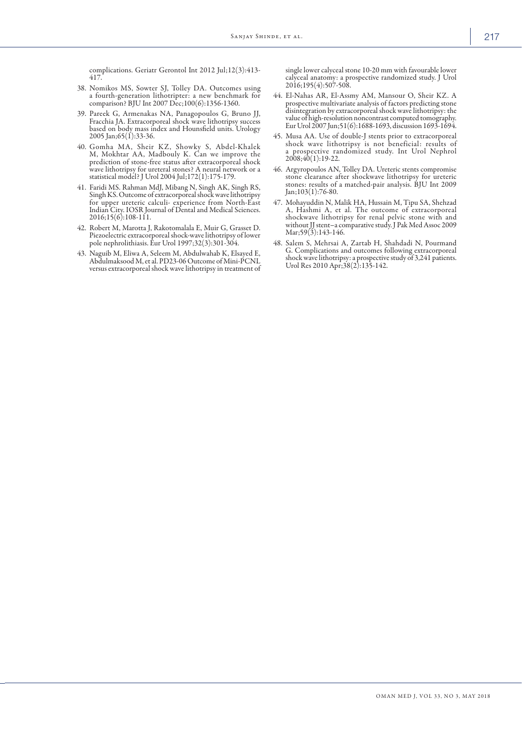complications. Geriatr Gerontol Int 2012 Jul;12(3):413-417.

38. Nomikos MS, Sowter SJ, Tolley DA. Outcomes using a fourth-generation lithotripter: a new benchmark for comparison? BJU Int 2007 Dec;100(6):1356-1360.
39. Pareek G, Armenakas NA, Panagopoulos G, Bruno JJ, Fracchia JA. Extracorporeal shock wave lithotripsy success based on body mass index and Hounsfield units. Urology 2005 Jan;65(1):33-36.
40. Gomha MA, Sheir KZ, Showky S, Abdel-Khalek M, Mokhtar AA, Madbouly K. Can we improve the prediction of stone-free status after extracorporeal shock wave lithotripsy for ureteral stones? A neural network or a statistical model? J Urol 2004 Jul;172(1):175-179.
41. Faridi MS. Rahman MdJ, Mibang N, Singh AK, Singh RS, Singh KS. Outcome of extracorporeal shock wave lithotripsy for upper ureteric calculi- experience from North-East Indian City. IOSR Journal of Dental and Medical Sciences. 2016;15(6):108-111.
42. Robert M, Marotta J, Rakotomalala E, Muir G, Grasset D. Piezoelectric extracorporeal shock-wave lithotripsy of lower pole nephrolithiasis. Eur Urol 1997;32(3):301-304.
43. Naguib M, Eliwa A, Seleem M, Abdulwahab K, Elsayed E, Abdulmaksood M, et al. PD23-06 Outcome of Mini-PCNL versus extracorporeal shock wave lithotripsy in treatment of single lower calyceal stone 10-20 mm with favourable lower calyceal anatomy: a prospective randomized study. J Urol 2016;195(4):507-508.
44. El-Nahas AR, El-Assmy AM, Mansour O, Sheir KZ. A prospective multivariate analysis of factors predicting stone disintegration by extracorporeal shock wave lithotripsy: the value of high-resolution noncontrast computed tomography. Eur Urol 2007 Jun;51(6):1688-1693, discussion 1693-1694.
45. Musa AA. Use of double-J stents prior to extracorporeal shock wave lithotripsy is not beneficial: results of a prospective randomized study. Int Urol Nephrol 2008;40(1):19-22.
46. Argyropoulos AN, Tolley DA. Ureteric stents compromise stone clearance after shockwave lithotripsy for ureteric stones: results of a matched-pair analysis. BJU Int 2009 Jan;103(1):76-80.
47. Mohayuddin N, Malik HA, Hussain M, Tipu SA, Shehzad A, Hashmi A, et al. The outcome of extracorporeal shockwave lithotripsy for renal pelvic stone with and without JJ stent–a comparative study. J Pak Med Assoc 2009 Mar;59(3):143-146.
48. Salem S, Mehrsai A, Zartab H, Shahdadi N, Pourmand G. Complications and outcomes following extracorporeal shock wave lithotripsy: a prospective study of 3,241 patients. Urol Res 2010 Apr;38(2):135-142.